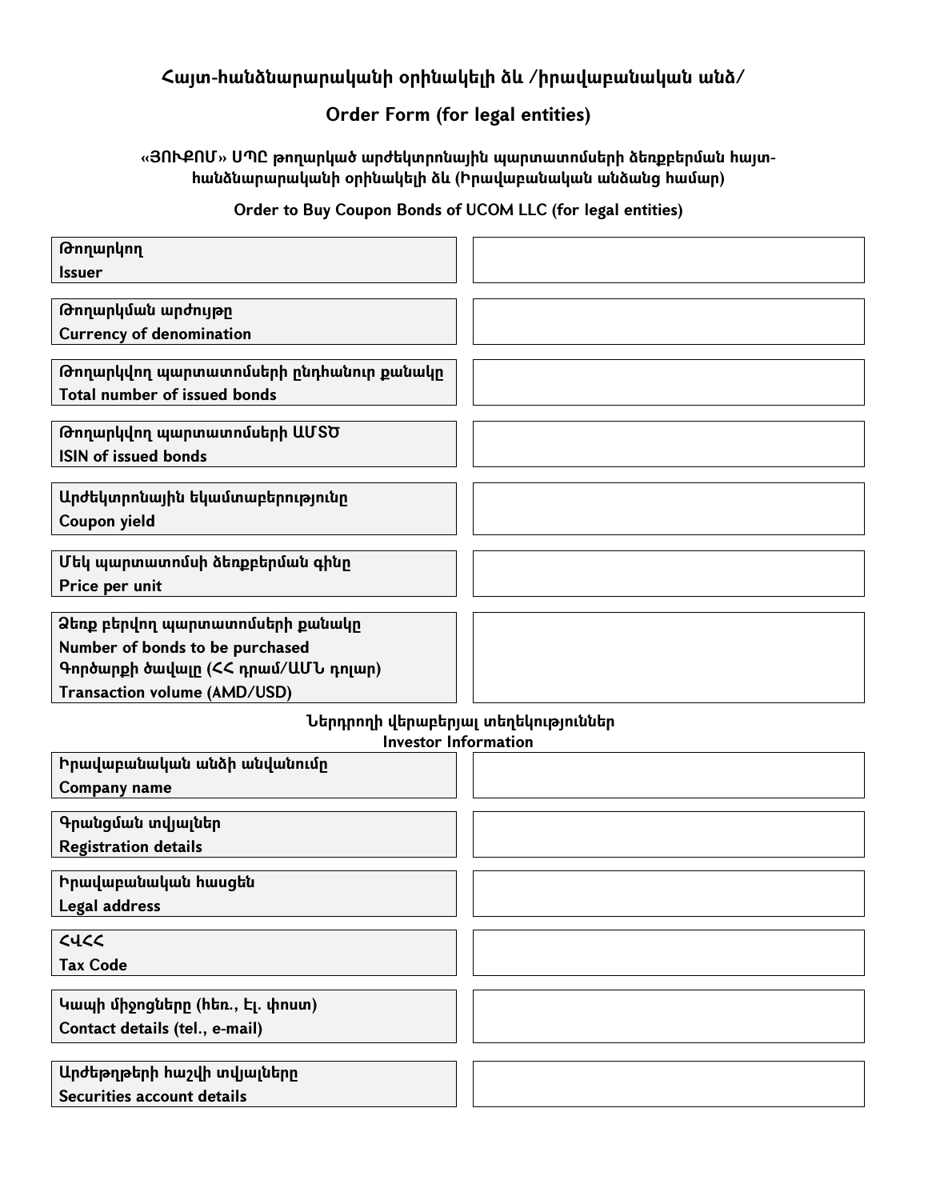# Հայտ-հանձնարարականի օրինակելի ձև /իրավաբանական անձ/

# Order Form (for legal entities)

### «ՅՈՒՔՈՄ» ՍՊԸ թողարկած արժեկտրոնային պարտատոմսերի ձեռքբերման հայտ-հանձնարարականի օրինակելի ձև (Իրավաբանական անձանց համար)

### Order to Buy Coupon Bonds of UCOM LLC (for legal entities)

| | |
|---|---|
| **Թողարկող**<br>**Issuer** | |
| **Թողարկման արժույթը**<br>**Currency of denomination** | |
| **Թողարկվող պարտատոմսերի ընդհանուր քանակը**<br>**Total number of issued bonds** | |
| **Թողարկվող պարտատոմսերի ԱՄՏԾ**<br>**ISIN of issued bonds** | |
| **Արժեկտրոնային եկամտաբերությունը**<br>**Coupon yield** | |
| **Մեկ պարտատոմսի ձեռքբերման գինը**<br>**Price per unit** | |
| **Ձեռք բերվող պարտատոմսերի քանակը**<br>**Number of bonds to be purchased**<br>**Գործարքի ծավալը (ՀՀ դրամ/ԱՄՆ դոլար)**<br>**Transaction volume (AMD/USD)** | |

**Ներդրողի վերաբերյալ տեղեկություններ**
**Investor Information**

| | |
|---|---|
| **Իրավաբանական անձի անվանումը**<br>**Company name** | |
| **Գրանցման տվյալներ**<br>**Registration details** | |
| **Իրավաբանական հասցեն**<br>**Legal address** | |
| **ՀՎՀՀ**<br>**Tax Code** | |
| **Կապի միջոցները (հեռ., Էլ. փոստ)**<br>**Contact details (tel., e-mail)** | |
| **Արժեթղթերի հաշվի տվյալները**<br>**Securities account details** | |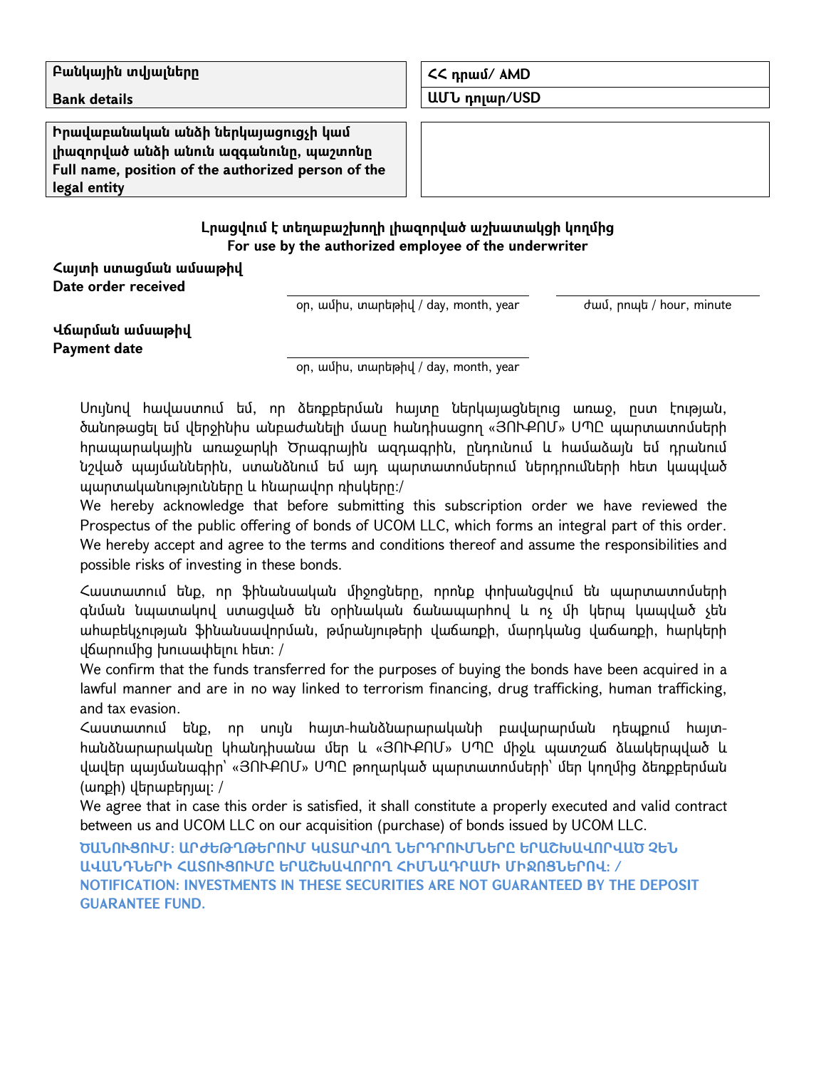| | |
|---|---|
| **Բանկային տվյալները**<br>**Bank details** | **ՀՀ դրամ/ AMD** |
| | **ԱՄՆ դոլար/USD** |
| **Իրավաբանական անձի ներկայացուցչի կամ լիազորված անձի անուն ազգանունը, պաշտոնը**<br>**Full name, position of the authorized person of the legal entity** | |

**Լրացվում է տեղաբաշխողի լիազորված աշխատակցի կողմից**
**For use by the authorized employee of the underwriter**

**Հայտի ստացման ամսաթիվ**
**Date order received**

օր, ամիս, տարեթիվ / day, month, year    ժամ, րոպե / hour, minute

**Վճարման ամսաթիվ**
**Payment date**

օր, ամիս, տարեթիվ / day, month, year

Սույնով հավաստում եմ, որ ձեռքբերման հայտը ներկայացնելուց առաջ, ըստ էության, ծանոթացել եմ վերջինիս անբաժանելի մասը հանդիսացող «ՅՈՒՔՈՄ» ՍՊԸ պարտատոմսերի հրապարակային առաջարկի Ծրագրային ազդագրին, ընդունում և համաձայն եմ դրանում նշված պայմաններին, ստանձնում եմ այդ պարտատոմսերում ներդրումների հետ կապված պարտականությունները և հնարավոր ռիսկերը:/
We hereby acknowledge that before submitting this subscription order we have reviewed the Prospectus of the public offering of bonds of UCOM LLC, which forms an integral part of this order. We hereby accept and agree to the terms and conditions thereof and assume the responsibilities and possible risks of investing in these bonds.

Հաստատում ենք, որ ֆինանսական միջոցները, որոնք փոխանցվում են պարտատոմսերի գնման նպատակով ստացված են օրինական ճանապարհով և ոչ մի կերպ կապված չեն ահաբեկչության ֆինանսավորման, թմրանյութերի վաճառքի, մարդկանց վաճառքի, հարկերի վճարումից խուսափելու հետ: /
We confirm that the funds transferred for the purposes of buying the bonds have been acquired in a lawful manner and are in no way linked to terrorism financing, drug trafficking, human trafficking, and tax evasion.

Հաստատում ենք, որ սույն հայտ-հանձնարարականի բավարարման դեպքում հայտ-հանձնարարականը կհանդիսանա մեր և «ՅՈՒՔՈՄ» ՍՊԸ միջև պատշաճ ձևակերպված և վավեր պայմանագիր՝ «ՅՈՒՔՈՄ» ՍՊԸ թողարկած պարտատոմսերի՝ մեր կողմից ձեռքբերման (առքի) վերաբերյալ: /
We agree that in case this order is satisfied, it shall constitute a properly executed and valid contract between us and UCOM LLC on our acquisition (purchase) of bonds issued by UCOM LLC.

**ԾԱՆՈՒՑՈՒՄ: ԱՐԺԵԹՂԹԵՐՈՒՄ ԿԱՏԱՐՎՈՂ ՆԵՐԴՐՈՒՄՆԵՐԸ ԵՐԱՇԽԱՎՈՐՎԱԾ ՉԵՆ ԱՎԱՆԴՆԵՐԻ ՀԱՏՈՒՑՈՒՄԸ ԵՐԱՇԽԱՎՈՐՈՂ ՀԻՄՆԱԴՐԱՄԻ ՄԻՋՈՑՆԵՐՈՎ: /**
**NOTIFICATION: INVESTMENTS IN THESE SECURITIES ARE NOT GUARANTEED BY THE DEPOSIT GUARANTEE FUND.**